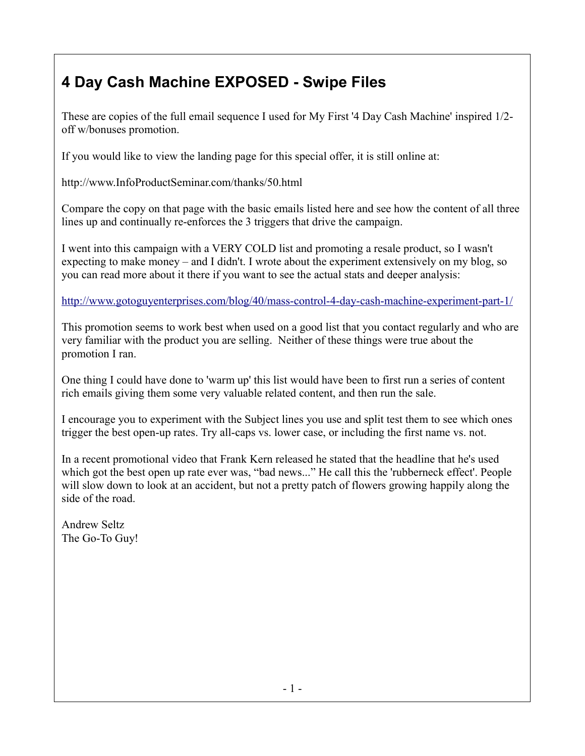# 4 Day Cash Machine EXPOSED - Swipe Files

These are copies of the full email sequence I used for My First '4 Day Cash Machine' inspired 1/2-off w/bonuses promotion.

If you would like to view the landing page for this special offer, it is still online at:

http://www.InfoProductSeminar.com/thanks/50.html

Compare the copy on that page with the basic emails listed here and see how the content of all three lines up and continually re-enforces the 3 triggers that drive the campaign.

I went into this campaign with a VERY COLD list and promoting a resale product, so I wasn't expecting to make money – and I didn't. I wrote about the experiment extensively on my blog, so you can read more about it there if you want to see the actual stats and deeper analysis:

http://www.gotoguyenterprises.com/blog/40/mass-control-4-day-cash-machine-experiment-part-1/

This promotion seems to work best when used on a good list that you contact regularly and who are very familiar with the product you are selling. Neither of these things were true about the promotion I ran.

One thing I could have done to 'warm up' this list would have been to first run a series of content rich emails giving them some very valuable related content, and then run the sale.

I encourage you to experiment with the Subject lines you use and split test them to see which ones trigger the best open-up rates. Try all-caps vs. lower case, or including the first name vs. not.

In a recent promotional video that Frank Kern released he stated that the headline that he's used which got the best open up rate ever was, "bad news..." He call this the 'rubberneck effect'. People will slow down to look at an accident, but not a pretty patch of flowers growing happily along the side of the road.

Andrew Seltz
The Go-To Guy!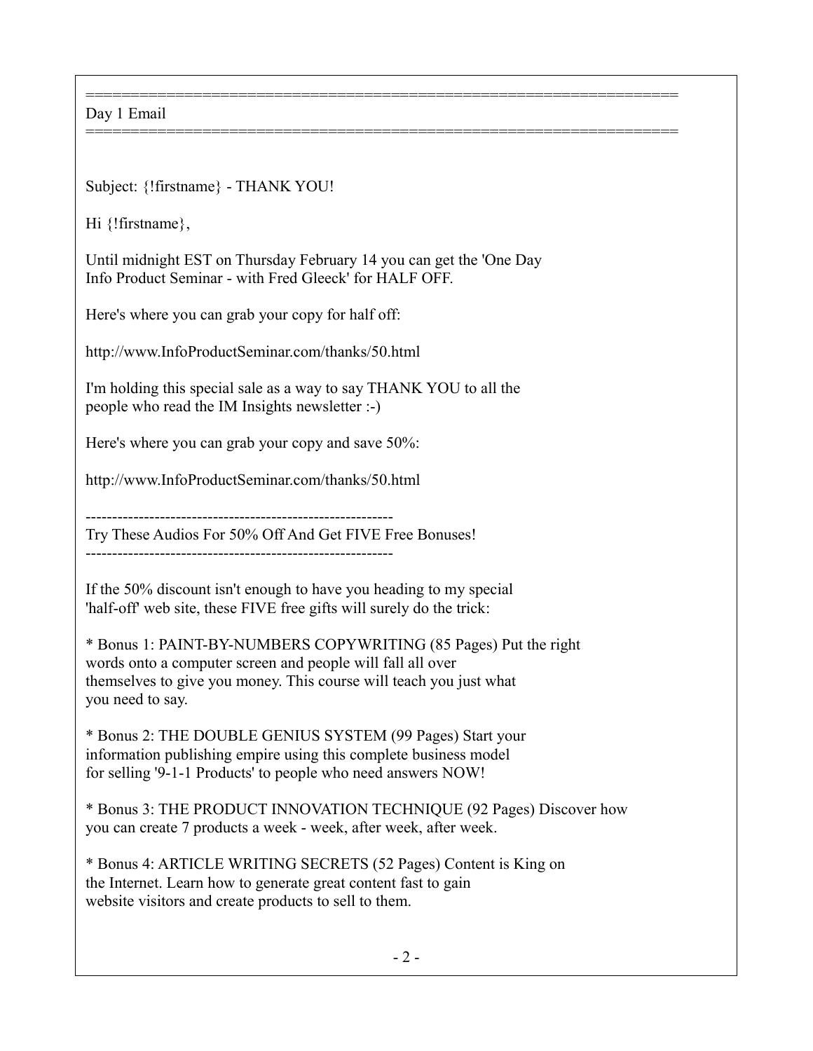==================================================================
Day 1 Email
==================================================================

Subject: {!firstname} - THANK YOU!

Hi {!firstname},

Until midnight EST on Thursday February 14 you can get the 'One Day Info Product Seminar - with Fred Gleeck' for HALF OFF.

Here's where you can grab your copy for half off:

http://www.InfoProductSeminar.com/thanks/50.html

I'm holding this special sale as a way to say THANK YOU to all the people who read the IM Insights newsletter :-)

Here's where you can grab your copy and save 50%:

http://www.InfoProductSeminar.com/thanks/50.html

----------------------------------------------------------
Try These Audios For 50% Off And Get FIVE Free Bonuses!
----------------------------------------------------------

If the 50% discount isn't enough to have you heading to my special 'half-off' web site, these FIVE free gifts will surely do the trick:

* Bonus 1: PAINT-BY-NUMBERS COPYWRITING (85 Pages) Put the right words onto a computer screen and people will fall all over themselves to give you money. This course will teach you just what you need to say.

* Bonus 2: THE DOUBLE GENIUS SYSTEM (99 Pages) Start your information publishing empire using this complete business model for selling '9-1-1 Products' to people who need answers NOW!

* Bonus 3: THE PRODUCT INNOVATION TECHNIQUE (92 Pages) Discover how you can create 7 products a week - week, after week, after week.

* Bonus 4: ARTICLE WRITING SECRETS (52 Pages) Content is King on the Internet. Learn how to generate great content fast to gain website visitors and create products to sell to them.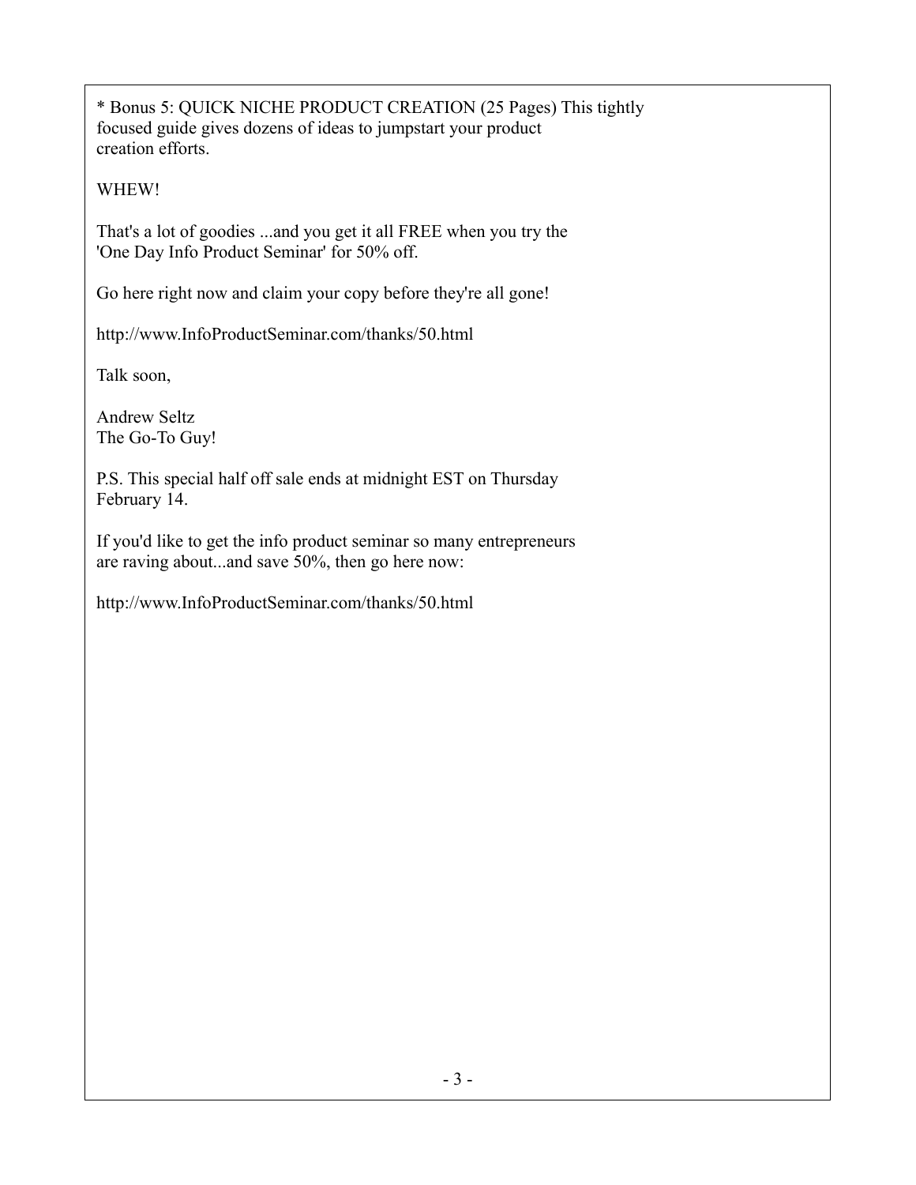* Bonus 5: QUICK NICHE PRODUCT CREATION (25 Pages) This tightly focused guide gives dozens of ideas to jumpstart your product creation efforts.

WHEW!

That's a lot of goodies ...and you get it all FREE when you try the 'One Day Info Product Seminar' for 50% off.

Go here right now and claim your copy before they're all gone!

http://www.InfoProductSeminar.com/thanks/50.html

Talk soon,

Andrew Seltz
The Go-To Guy!

P.S. This special half off sale ends at midnight EST on Thursday February 14.

If you'd like to get the info product seminar so many entrepreneurs are raving about...and save 50%, then go here now:

http://www.InfoProductSeminar.com/thanks/50.html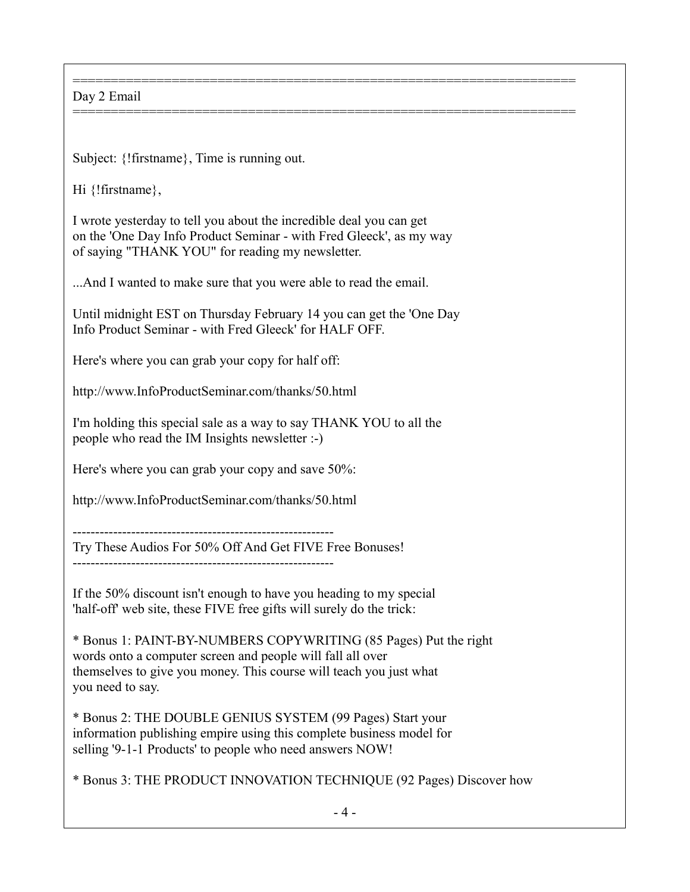==================================================================
Day 2 Email
==================================================================

Subject: {!firstname}, Time is running out.

Hi {!firstname},

I wrote yesterday to tell you about the incredible deal you can get on the 'One Day Info Product Seminar - with Fred Gleeck', as my way of saying "THANK YOU" for reading my newsletter.

...And I wanted to make sure that you were able to read the email.

Until midnight EST on Thursday February 14 you can get the 'One Day Info Product Seminar - with Fred Gleeck' for HALF OFF.

Here's where you can grab your copy for half off:

http://www.InfoProductSeminar.com/thanks/50.html

I'm holding this special sale as a way to say THANK YOU to all the people who read the IM Insights newsletter :-)

Here's where you can grab your copy and save 50%:

http://www.InfoProductSeminar.com/thanks/50.html

----------------------------------------------------------
Try These Audios For 50% Off And Get FIVE Free Bonuses!
----------------------------------------------------------

If the 50% discount isn't enough to have you heading to my special 'half-off' web site, these FIVE free gifts will surely do the trick:

* Bonus 1: PAINT-BY-NUMBERS COPYWRITING (85 Pages) Put the right words onto a computer screen and people will fall all over themselves to give you money. This course will teach you just what you need to say.

* Bonus 2: THE DOUBLE GENIUS SYSTEM (99 Pages) Start your information publishing empire using this complete business model for selling '9-1-1 Products' to people who need answers NOW!

* Bonus 3: THE PRODUCT INNOVATION TECHNIQUE (92 Pages) Discover how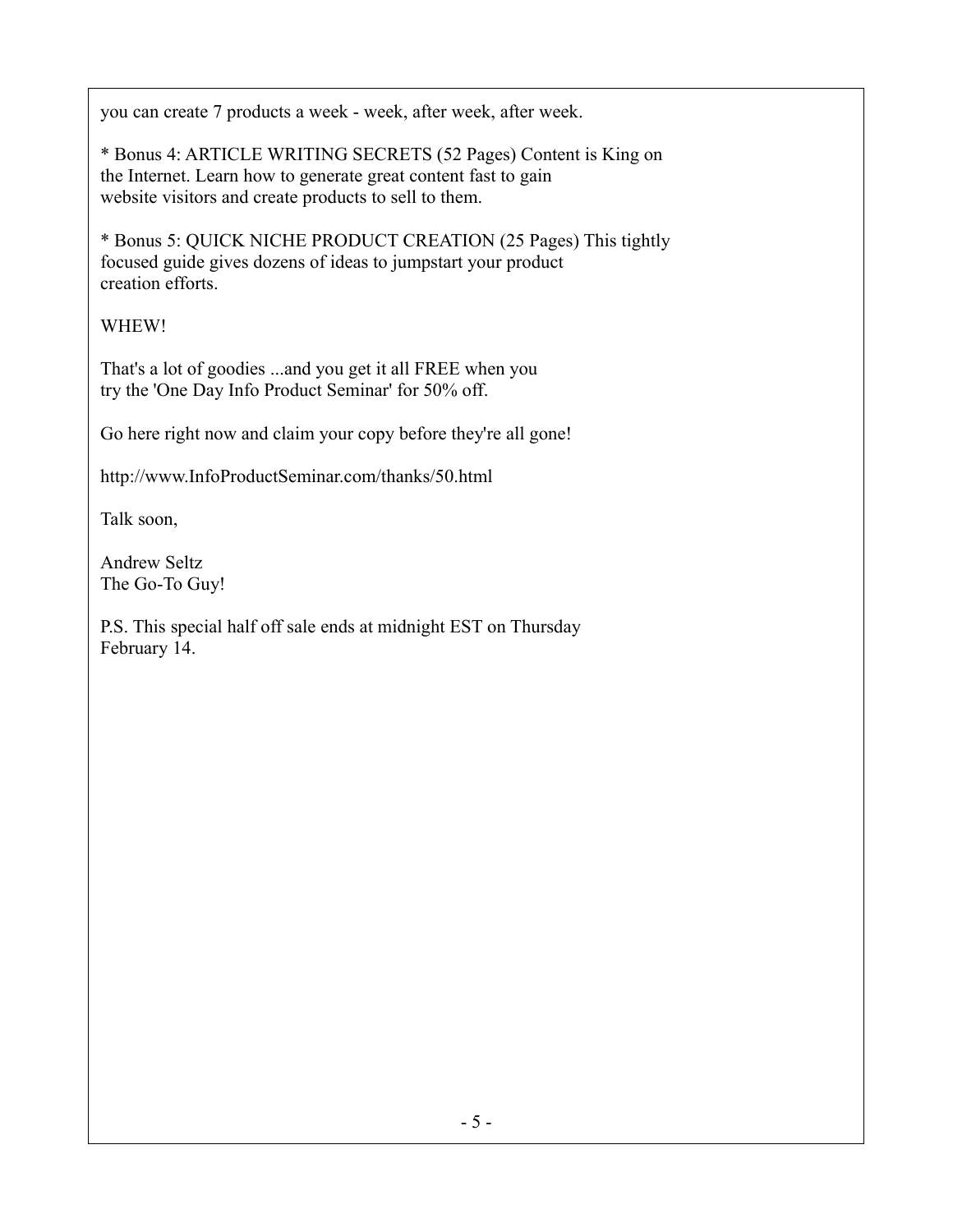you can create 7 products a week - week, after week, after week.

* Bonus 4: ARTICLE WRITING SECRETS (52 Pages) Content is King on the Internet. Learn how to generate great content fast to gain website visitors and create products to sell to them.

* Bonus 5: QUICK NICHE PRODUCT CREATION (25 Pages) This tightly focused guide gives dozens of ideas to jumpstart your product creation efforts.

WHEW!

That's a lot of goodies ...and you get it all FREE when you try the 'One Day Info Product Seminar' for 50% off.

Go here right now and claim your copy before they're all gone!

http://www.InfoProductSeminar.com/thanks/50.html

Talk soon,

Andrew Seltz
The Go-To Guy!

P.S. This special half off sale ends at midnight EST on Thursday February 14.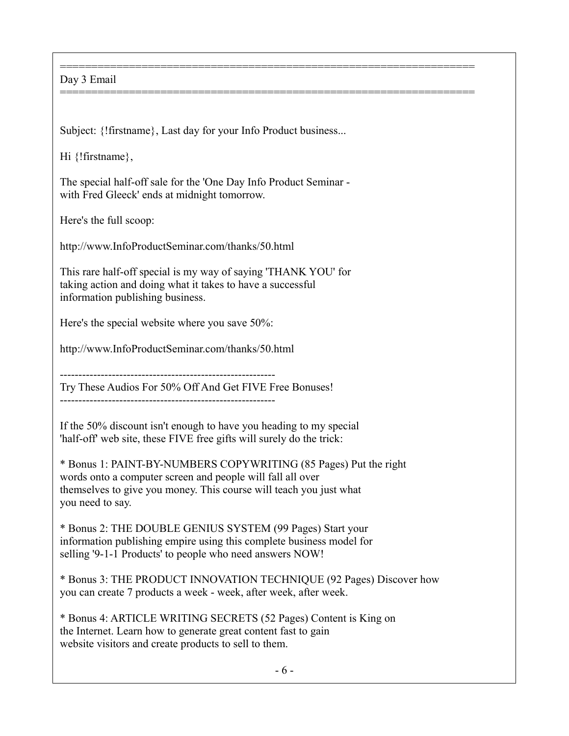==================================================================
Day 3 Email
==================================================================

Subject: {!firstname}, Last day for your Info Product business...

Hi {!firstname},

The special half-off sale for the 'One Day Info Product Seminar - with Fred Gleeck' ends at midnight tomorrow.

Here's the full scoop:

http://www.InfoProductSeminar.com/thanks/50.html

This rare half-off special is my way of saying 'THANK YOU' for taking action and doing what it takes to have a successful information publishing business.

Here's the special website where you save 50%:

http://www.InfoProductSeminar.com/thanks/50.html

----------------------------------------------------------
Try These Audios For 50% Off And Get FIVE Free Bonuses!
----------------------------------------------------------

If the 50% discount isn't enough to have you heading to my special 'half-off' web site, these FIVE free gifts will surely do the trick:

* Bonus 1: PAINT-BY-NUMBERS COPYWRITING (85 Pages) Put the right words onto a computer screen and people will fall all over themselves to give you money. This course will teach you just what you need to say.

* Bonus 2: THE DOUBLE GENIUS SYSTEM (99 Pages) Start your information publishing empire using this complete business model for selling '9-1-1 Products' to people who need answers NOW!

* Bonus 3: THE PRODUCT INNOVATION TECHNIQUE (92 Pages) Discover how you can create 7 products a week - week, after week, after week.

* Bonus 4: ARTICLE WRITING SECRETS (52 Pages) Content is King on the Internet. Learn how to generate great content fast to gain website visitors and create products to sell to them.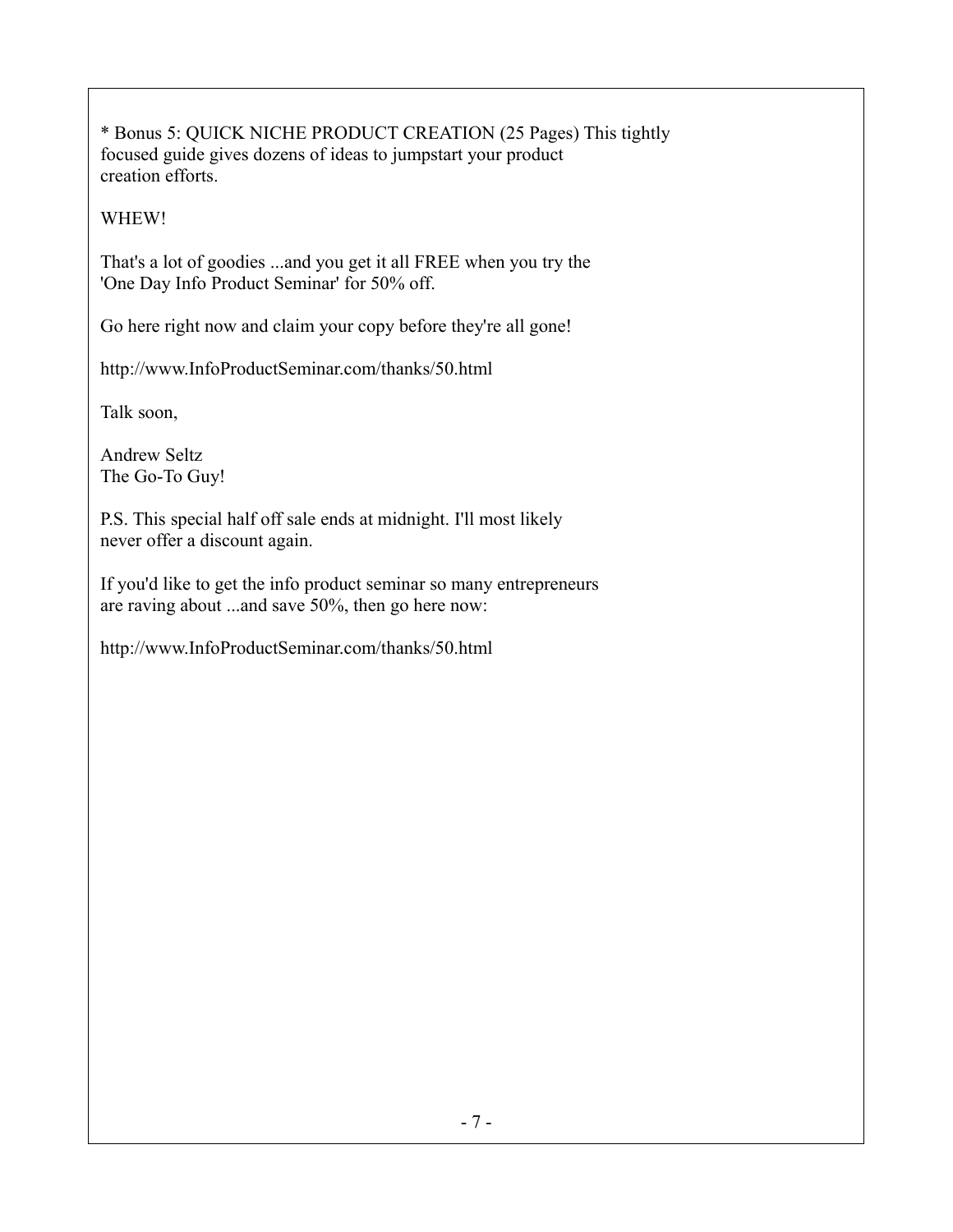* Bonus 5: QUICK NICHE PRODUCT CREATION (25 Pages) This tightly focused guide gives dozens of ideas to jumpstart your product creation efforts.

WHEW!

That's a lot of goodies ...and you get it all FREE when you try the 'One Day Info Product Seminar' for 50% off.

Go here right now and claim your copy before they're all gone!

http://www.InfoProductSeminar.com/thanks/50.html

Talk soon,

Andrew Seltz
The Go-To Guy!

P.S. This special half off sale ends at midnight. I'll most likely never offer a discount again.

If you'd like to get the info product seminar so many entrepreneurs are raving about ...and save 50%, then go here now:

http://www.InfoProductSeminar.com/thanks/50.html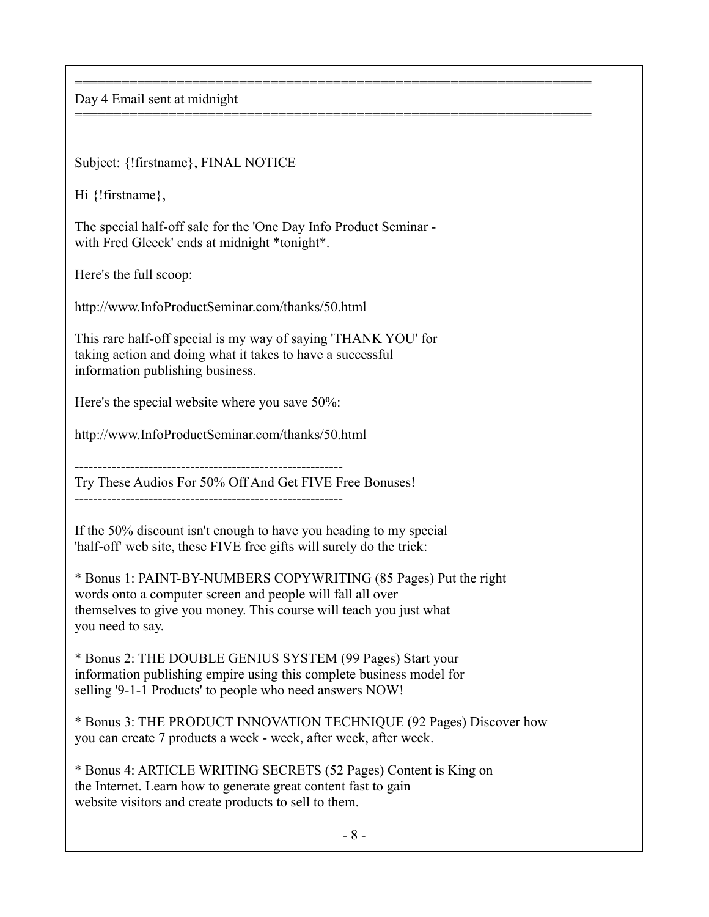==================================================================
Day 4 Email sent at midnight
==================================================================

Subject: {!firstname}, FINAL NOTICE

Hi {!firstname},

The special half-off sale for the 'One Day Info Product Seminar - with Fred Gleeck' ends at midnight *tonight*.

Here's the full scoop:

http://www.InfoProductSeminar.com/thanks/50.html

This rare half-off special is my way of saying 'THANK YOU' for taking action and doing what it takes to have a successful information publishing business.

Here's the special website where you save 50%:

http://www.InfoProductSeminar.com/thanks/50.html

----------------------------------------------------------
Try These Audios For 50% Off And Get FIVE Free Bonuses!
----------------------------------------------------------

If the 50% discount isn't enough to have you heading to my special 'half-off' web site, these FIVE free gifts will surely do the trick:

* Bonus 1: PAINT-BY-NUMBERS COPYWRITING (85 Pages) Put the right words onto a computer screen and people will fall all over themselves to give you money. This course will teach you just what you need to say.

* Bonus 2: THE DOUBLE GENIUS SYSTEM (99 Pages) Start your information publishing empire using this complete business model for selling '9-1-1 Products' to people who need answers NOW!

* Bonus 3: THE PRODUCT INNOVATION TECHNIQUE (92 Pages) Discover how you can create 7 products a week - week, after week, after week.

* Bonus 4: ARTICLE WRITING SECRETS (52 Pages) Content is King on the Internet. Learn how to generate great content fast to gain website visitors and create products to sell to them.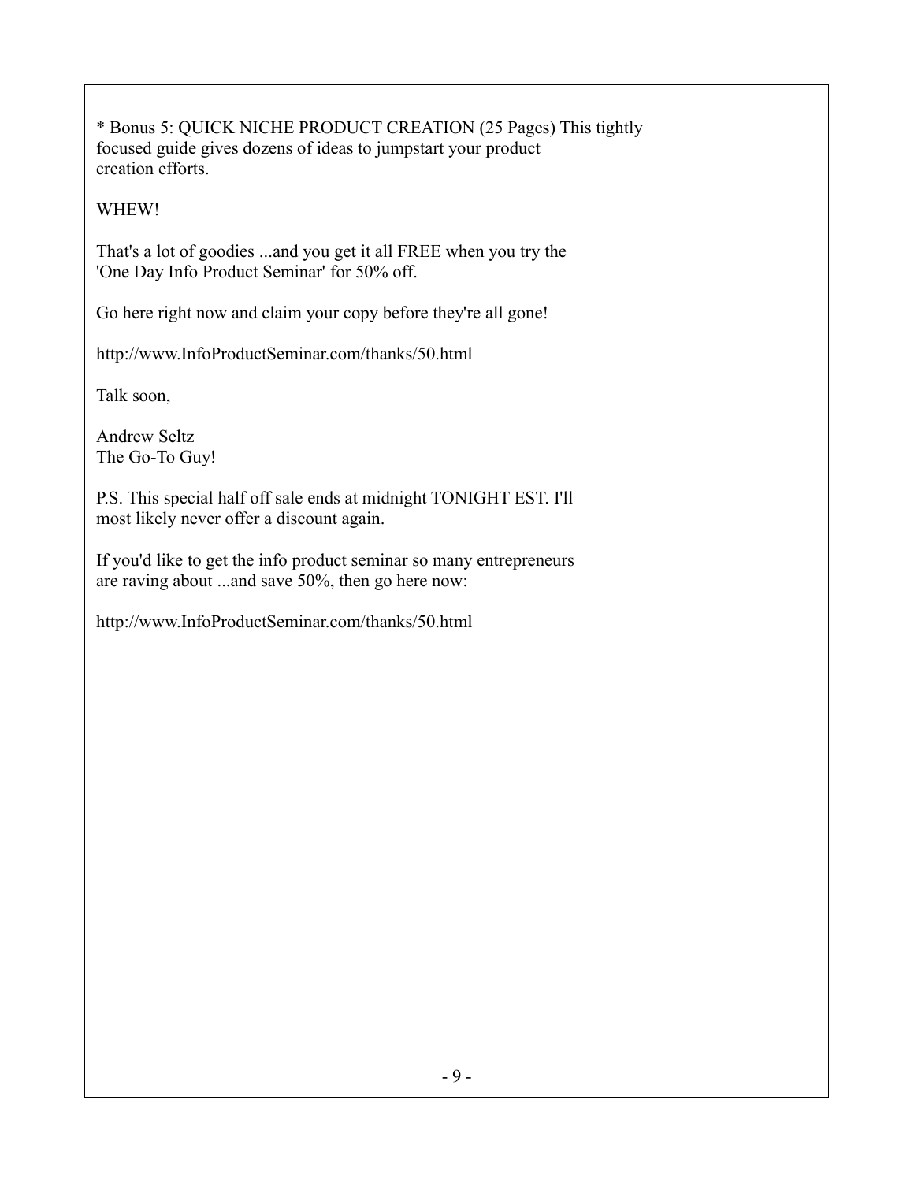* Bonus 5: QUICK NICHE PRODUCT CREATION (25 Pages) This tightly focused guide gives dozens of ideas to jumpstart your product creation efforts.

WHEW!

That's a lot of goodies ...and you get it all FREE when you try the 'One Day Info Product Seminar' for 50% off.

Go here right now and claim your copy before they're all gone!

http://www.InfoProductSeminar.com/thanks/50.html

Talk soon,

Andrew Seltz
The Go-To Guy!

P.S. This special half off sale ends at midnight TONIGHT EST. I'll most likely never offer a discount again.

If you'd like to get the info product seminar so many entrepreneurs are raving about ...and save 50%, then go here now:

http://www.InfoProductSeminar.com/thanks/50.html